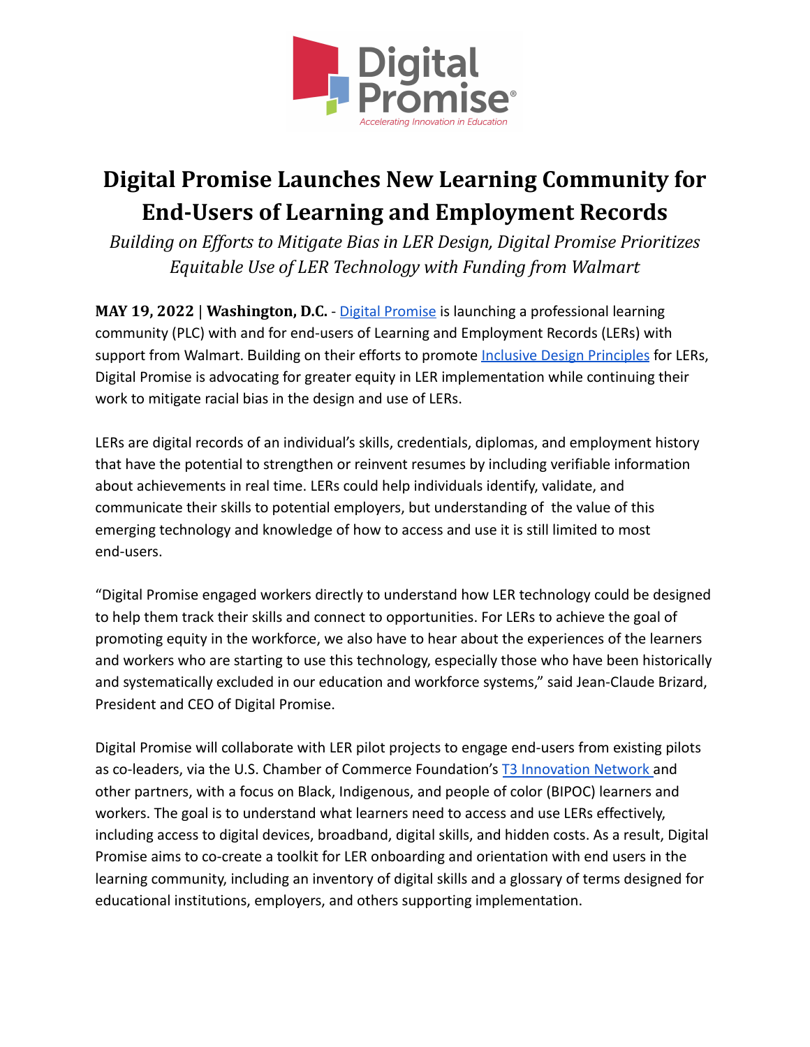# Digital Promise Launches New Learning Community for End-Users of Learning and Employment Records

*Building on Efforts to Mitigate Bias in LER Design, Digital Promise Prioritizes Equitable Use of LER Technology with Funding from Walmart*

**MAY 19, 2022 | Washington, D.C.** - Digital Promise is launching a professional learning community (PLC) with and for end-users of Learning and Employment Records (LERs) with support from Walmart. Building on their efforts to promote Inclusive Design Principles for LERs, Digital Promise is advocating for greater equity in LER implementation while continuing their work to mitigate racial bias in the design and use of LERs.

LERs are digital records of an individual's skills, credentials, diplomas, and employment history that have the potential to strengthen or reinvent resumes by including verifiable information about achievements in real time. LERs could help individuals identify, validate, and communicate their skills to potential employers, but understanding of the value of this emerging technology and knowledge of how to access and use it is still limited to most end-users.

"Digital Promise engaged workers directly to understand how LER technology could be designed to help them track their skills and connect to opportunities. For LERs to achieve the goal of promoting equity in the workforce, we also have to hear about the experiences of the learners and workers who are starting to use this technology, especially those who have been historically and systematically excluded in our education and workforce systems," said Jean-Claude Brizard, President and CEO of Digital Promise.

Digital Promise will collaborate with LER pilot projects to engage end-users from existing pilots as co-leaders, via the U.S. Chamber of Commerce Foundation's T3 Innovation Network and other partners, with a focus on Black, Indigenous, and people of color (BIPOC) learners and workers. The goal is to understand what learners need to access and use LERs effectively, including access to digital devices, broadband, digital skills, and hidden costs. As a result, Digital Promise aims to co-create a toolkit for LER onboarding and orientation with end users in the learning community, including an inventory of digital skills and a glossary of terms designed for educational institutions, employers, and others supporting implementation.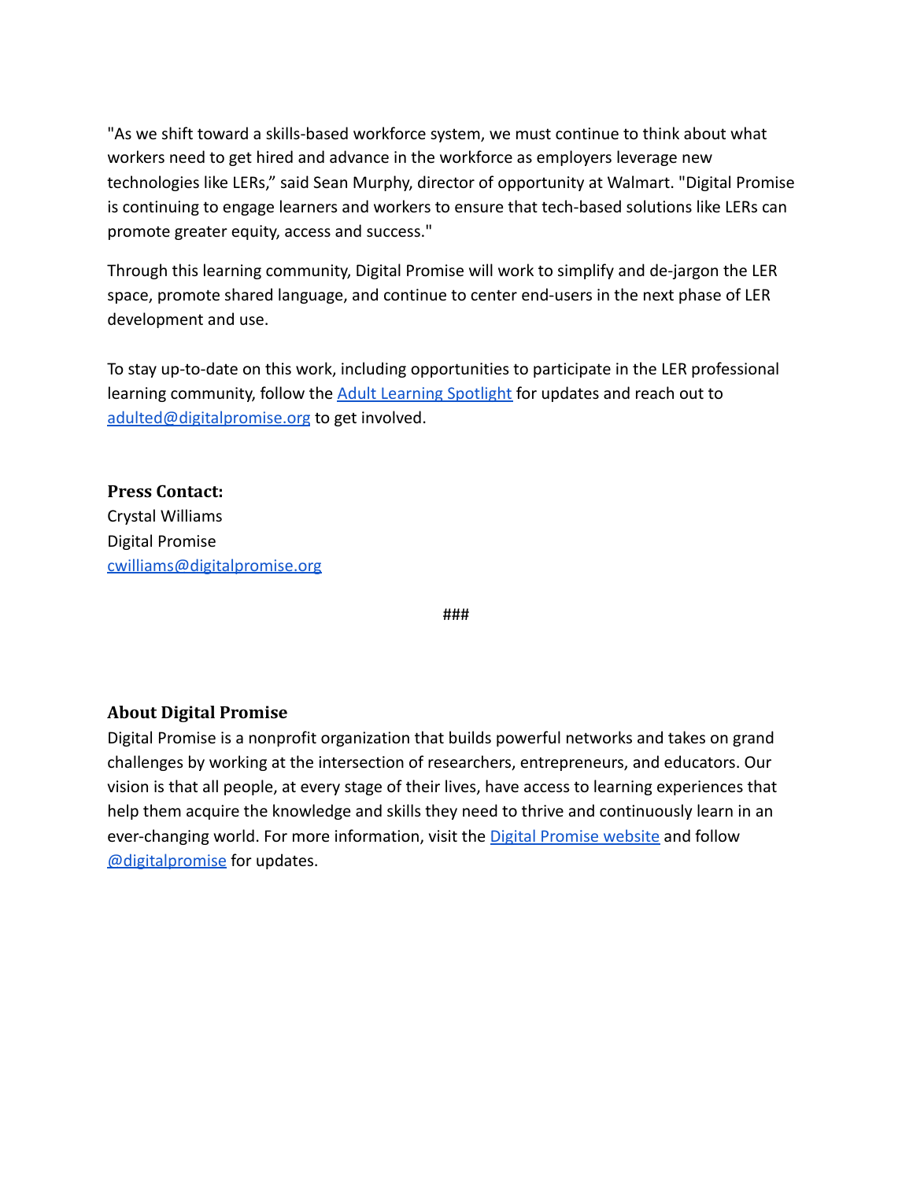"As we shift toward a skills-based workforce system, we must continue to think about what workers need to get hired and advance in the workforce as employers leverage new technologies like LERs," said Sean Murphy, director of opportunity at Walmart. "Digital Promise is continuing to engage learners and workers to ensure that tech-based solutions like LERs can promote greater equity, access and success."

Through this learning community, Digital Promise will work to simplify and de-jargon the LER space, promote shared language, and continue to center end-users in the next phase of LER development and use.

To stay up-to-date on this work, including opportunities to participate in the LER professional learning community, follow the Adult Learning Spotlight for updates and reach out to adulted@digitalpromise.org to get involved.

**Press Contact:**
Crystal Williams
Digital Promise
cwilliams@digitalpromise.org

###

**About Digital Promise**

Digital Promise is a nonprofit organization that builds powerful networks and takes on grand challenges by working at the intersection of researchers, entrepreneurs, and educators. Our vision is that all people, at every stage of their lives, have access to learning experiences that help them acquire the knowledge and skills they need to thrive and continuously learn in an ever-changing world. For more information, visit the Digital Promise website and follow @digitalpromise for updates.